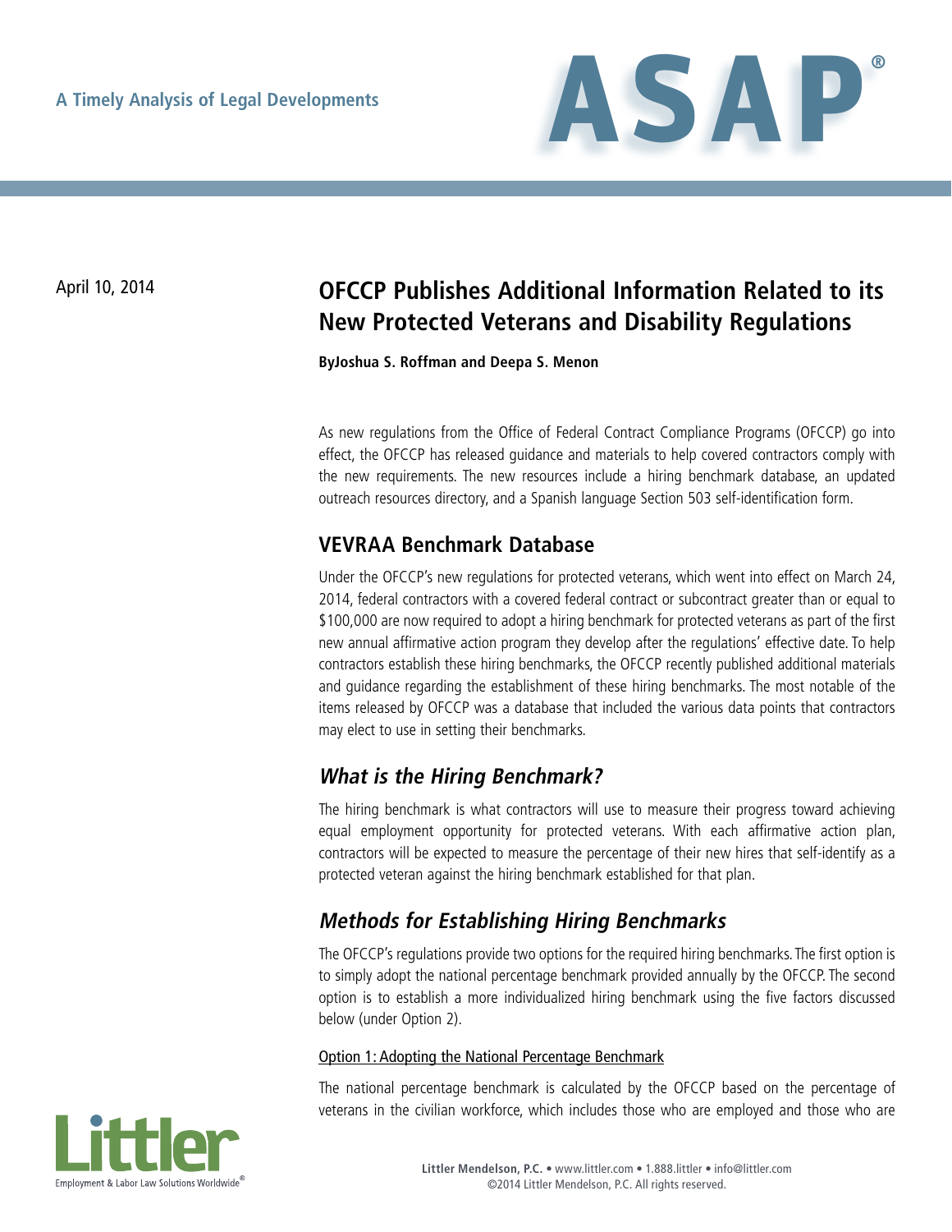A Timely Analysis of Legal Developments

# ASAP

April 10, 2014

# OFCCP Publishes Additional Information Related to its New Protected Veterans and Disability Regulations

**ByJoshua S. Roffman and Deepa S. Menon**

As new regulations from the Office of Federal Contract Compliance Programs (OFCCP) go into effect, the OFCCP has released guidance and materials to help covered contractors comply with the new requirements. The new resources include a hiring benchmark database, an updated outreach resources directory, and a Spanish language Section 503 self-identification form.

## VEVRAA Benchmark Database

Under the OFCCP's new regulations for protected veterans, which went into effect on March 24, 2014, federal contractors with a covered federal contract or subcontract greater than or equal to $100,000 are now required to adopt a hiring benchmark for protected veterans as part of the first new annual affirmative action program they develop after the regulations' effective date. To help contractors establish these hiring benchmarks, the OFCCP recently published additional materials and guidance regarding the establishment of these hiring benchmarks. The most notable of the items released by OFCCP was a database that included the various data points that contractors may elect to use in setting their benchmarks.

### *What is the Hiring Benchmark?*

The hiring benchmark is what contractors will use to measure their progress toward achieving equal employment opportunity for protected veterans. With each affirmative action plan, contractors will be expected to measure the percentage of their new hires that self-identify as a protected veteran against the hiring benchmark established for that plan.

### *Methods for Establishing Hiring Benchmarks*

The OFCCP's regulations provide two options for the required hiring benchmarks. The first option is to simply adopt the national percentage benchmark provided annually by the OFCCP. The second option is to establish a more individualized hiring benchmark using the five factors discussed below (under Option 2).

<u>Option 1: Adopting the National Percentage Benchmark</u>

The national percentage benchmark is calculated by the OFCCP based on the percentage of veterans in the civilian workforce, which includes those who are employed and those who are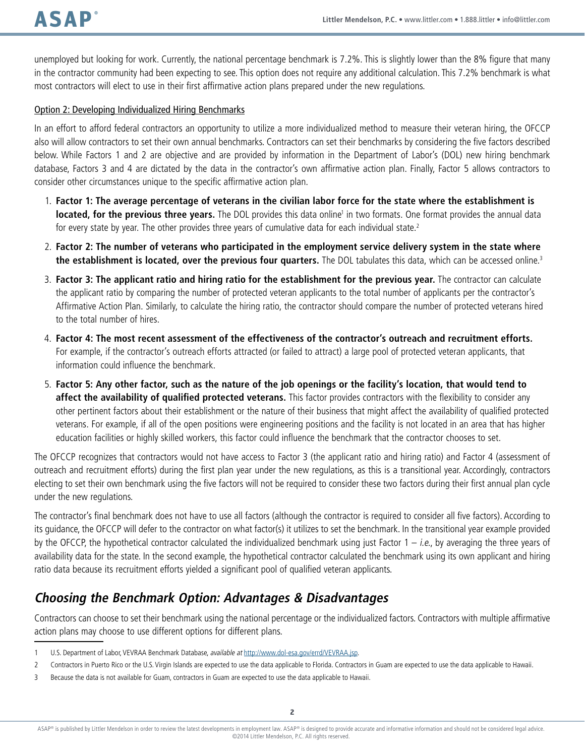unemployed but looking for work. Currently, the national percentage benchmark is 7.2%. This is slightly lower than the 8% figure that many in the contractor community had been expecting to see. This option does not require any additional calculation. This 7.2% benchmark is what most contractors will elect to use in their first affirmative action plans prepared under the new regulations.

Option 2: Developing Individualized Hiring Benchmarks

In an effort to afford federal contractors an opportunity to utilize a more individualized method to measure their veteran hiring, the OFCCP also will allow contractors to set their own annual benchmarks. Contractors can set their benchmarks by considering the five factors described below. While Factors 1 and 2 are objective and are provided by information in the Department of Labor's (DOL) new hiring benchmark database, Factors 3 and 4 are dictated by the data in the contractor's own affirmative action plan. Finally, Factor 5 allows contractors to consider other circumstances unique to the specific affirmative action plan.

1. **Factor 1: The average percentage of veterans in the civilian labor force for the state where the establishment is located, for the previous three years.** The DOL provides this data online[1] in two formats. One format provides the annual data for every state by year. The other provides three years of cumulative data for each individual state.[2]
2. **Factor 2: The number of veterans who participated in the employment service delivery system in the state where the establishment is located, over the previous four quarters.** The DOL tabulates this data, which can be accessed online.[3]
3. **Factor 3: The applicant ratio and hiring ratio for the establishment for the previous year.** The contractor can calculate the applicant ratio by comparing the number of protected veteran applicants to the total number of applicants per the contractor's Affirmative Action Plan. Similarly, to calculate the hiring ratio, the contractor should compare the number of protected veterans hired to the total number of hires.
4. **Factor 4: The most recent assessment of the effectiveness of the contractor's outreach and recruitment efforts.** For example, if the contractor's outreach efforts attracted (or failed to attract) a large pool of protected veteran applicants, that information could influence the benchmark.
5. **Factor 5: Any other factor, such as the nature of the job openings or the facility's location, that would tend to affect the availability of qualified protected veterans.** This factor provides contractors with the flexibility to consider any other pertinent factors about their establishment or the nature of their business that might affect the availability of qualified protected veterans. For example, if all of the open positions were engineering positions and the facility is not located in an area that has higher education facilities or highly skilled workers, this factor could influence the benchmark that the contractor chooses to set.

The OFCCP recognizes that contractors would not have access to Factor 3 (the applicant ratio and hiring ratio) and Factor 4 (assessment of outreach and recruitment efforts) during the first plan year under the new regulations, as this is a transitional year. Accordingly, contractors electing to set their own benchmark using the five factors will not be required to consider these two factors during their first annual plan cycle under the new regulations.

The contractor's final benchmark does not have to use all factors (although the contractor is required to consider all five factors). According to its guidance, the OFCCP will defer to the contractor on what factor(s) it utilizes to set the benchmark. In the transitional year example provided by the OFCCP, the hypothetical contractor calculated the individualized benchmark using just Factor 1 – *i.e.*, by averaging the three years of availability data for the state. In the second example, the hypothetical contractor calculated the benchmark using its own applicant and hiring ratio data because its recruitment efforts yielded a significant pool of qualified veteran applicants.

## *Choosing the Benchmark Option: Advantages & Disadvantages*

Contractors can choose to set their benchmark using the national percentage or the individualized factors. Contractors with multiple affirmative action plans may choose to use different options for different plans.

1 U.S. Department of Labor, VEVRAA Benchmark Database, *available at* http://www.dol-esa.gov/errd/VEVRAA.jsp.

2 Contractors in Puerto Rico or the U.S. Virgin Islands are expected to use the data applicable to Florida. Contractors in Guam are expected to use the data applicable to Hawaii.

3 Because the data is not available for Guam, contractors in Guam are expected to use the data applicable to Hawaii.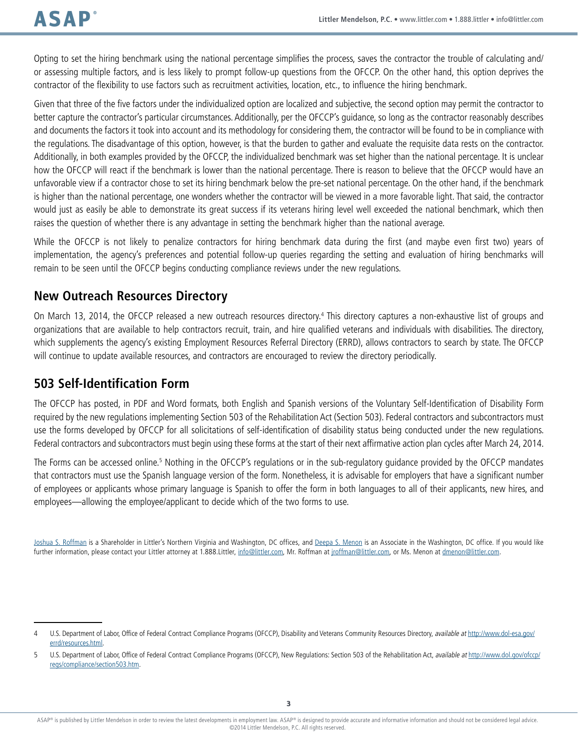Opting to set the hiring benchmark using the national percentage simplifies the process, saves the contractor the trouble of calculating and/or assessing multiple factors, and is less likely to prompt follow-up questions from the OFCCP. On the other hand, this option deprives the contractor of the flexibility to use factors such as recruitment activities, location, etc., to influence the hiring benchmark.

Given that three of the five factors under the individualized option are localized and subjective, the second option may permit the contractor to better capture the contractor's particular circumstances. Additionally, per the OFCCP's guidance, so long as the contractor reasonably describes and documents the factors it took into account and its methodology for considering them, the contractor will be found to be in compliance with the regulations. The disadvantage of this option, however, is that the burden to gather and evaluate the requisite data rests on the contractor. Additionally, in both examples provided by the OFCCP, the individualized benchmark was set higher than the national percentage. It is unclear how the OFCCP will react if the benchmark is lower than the national percentage. There is reason to believe that the OFCCP would have an unfavorable view if a contractor chose to set its hiring benchmark below the pre-set national percentage. On the other hand, if the benchmark is higher than the national percentage, one wonders whether the contractor will be viewed in a more favorable light. That said, the contractor would just as easily be able to demonstrate its great success if its veterans hiring level well exceeded the national benchmark, which then raises the question of whether there is any advantage in setting the benchmark higher than the national average.

While the OFCCP is not likely to penalize contractors for hiring benchmark data during the first (and maybe even first two) years of implementation, the agency's preferences and potential follow-up queries regarding the setting and evaluation of hiring benchmarks will remain to be seen until the OFCCP begins conducting compliance reviews under the new regulations.

## New Outreach Resources Directory

On March 13, 2014, the OFCCP released a new outreach resources directory.[4] This directory captures a non-exhaustive list of groups and organizations that are available to help contractors recruit, train, and hire qualified veterans and individuals with disabilities. The directory, which supplements the agency's existing Employment Resources Referral Directory (ERRD), allows contractors to search by state. The OFCCP will continue to update available resources, and contractors are encouraged to review the directory periodically.

## 503 Self-Identification Form

The OFCCP has posted, in PDF and Word formats, both English and Spanish versions of the Voluntary Self-Identification of Disability Form required by the new regulations implementing Section 503 of the Rehabilitation Act (Section 503). Federal contractors and subcontractors must use the forms developed by OFCCP for all solicitations of self-identification of disability status being conducted under the new regulations. Federal contractors and subcontractors must begin using these forms at the start of their next affirmative action plan cycles after March 24, 2014.

The Forms can be accessed online.[5] Nothing in the OFCCP's regulations or in the sub-regulatory guidance provided by the OFCCP mandates that contractors must use the Spanish language version of the form. Nonetheless, it is advisable for employers that have a significant number of employees or applicants whose primary language is Spanish to offer the form in both languages to all of their applicants, new hires, and employees—allowing the employee/applicant to decide which of the two forms to use.

Joshua S. Roffman is a Shareholder in Littler's Northern Virginia and Washington, DC offices, and Deepa S. Menon is an Associate in the Washington, DC office. If you would like further information, please contact your Littler attorney at 1.888.Littler, info@littler.com, Mr. Roffman at jroffman@littler.com, or Ms. Menon at dmenon@littler.com.

---

4 U.S. Department of Labor, Office of Federal Contract Compliance Programs (OFCCP), Disability and Veterans Community Resources Directory, *available at* http://www.dol-esa.gov/errd/resources.html.

5 U.S. Department of Labor, Office of Federal Contract Compliance Programs (OFCCP), New Regulations: Section 503 of the Rehabilitation Act, *available at* http://www.dol.gov/ofccp/regs/compliance/section503.htm.

ASAP® is published by Littler Mendelson in order to review the latest developments in employment law. ASAP® is designed to provide accurate and informative information and should not be considered legal advice.
©2014 Littler Mendelson, P.C. All rights reserved.